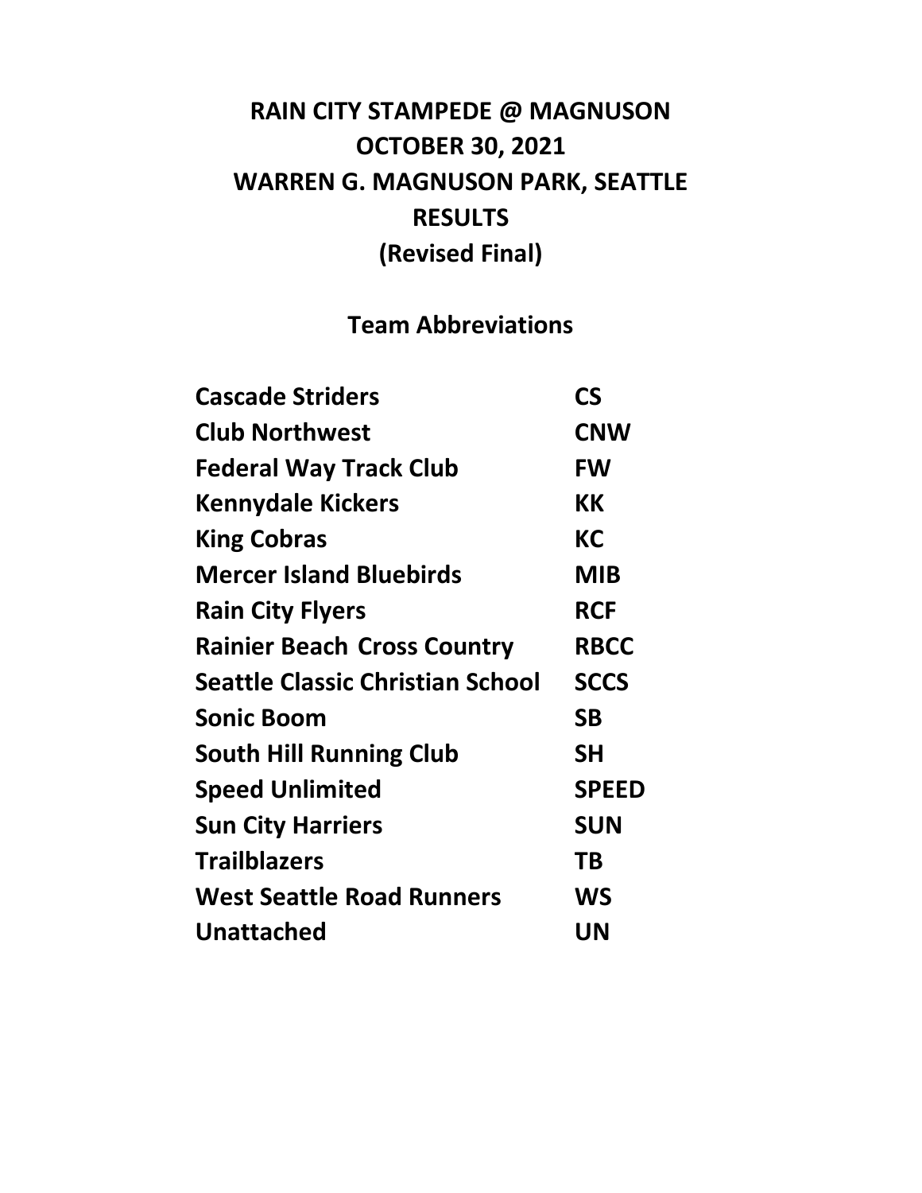# RAIN CITY STAMPEDE @ MAGNUSON
# OCTOBER 30, 2021
# WARREN G. MAGNUSON PARK, SEATTLE
# RESULTS
# (Revised Final)

## Team Abbreviations

| | |
|---|---|
| **Cascade Striders** | **CS** |
| **Club Northwest** | **CNW** |
| **Federal Way Track Club** | **FW** |
| **Kennydale Kickers** | **KK** |
| **King Cobras** | **KC** |
| **Mercer Island Bluebirds** | **MIB** |
| **Rain City Flyers** | **RCF** |
| **Rainier Beach Cross Country** | **RBCC** |
| **Seattle Classic Christian School** | **SCCS** |
| **Sonic Boom** | **SB** |
| **South Hill Running Club** | **SH** |
| **Speed Unlimited** | **SPEED** |
| **Sun City Harriers** | **SUN** |
| **Trailblazers** | **TB** |
| **West Seattle Road Runners** | **WS** |
| **Unattached** | **UN** |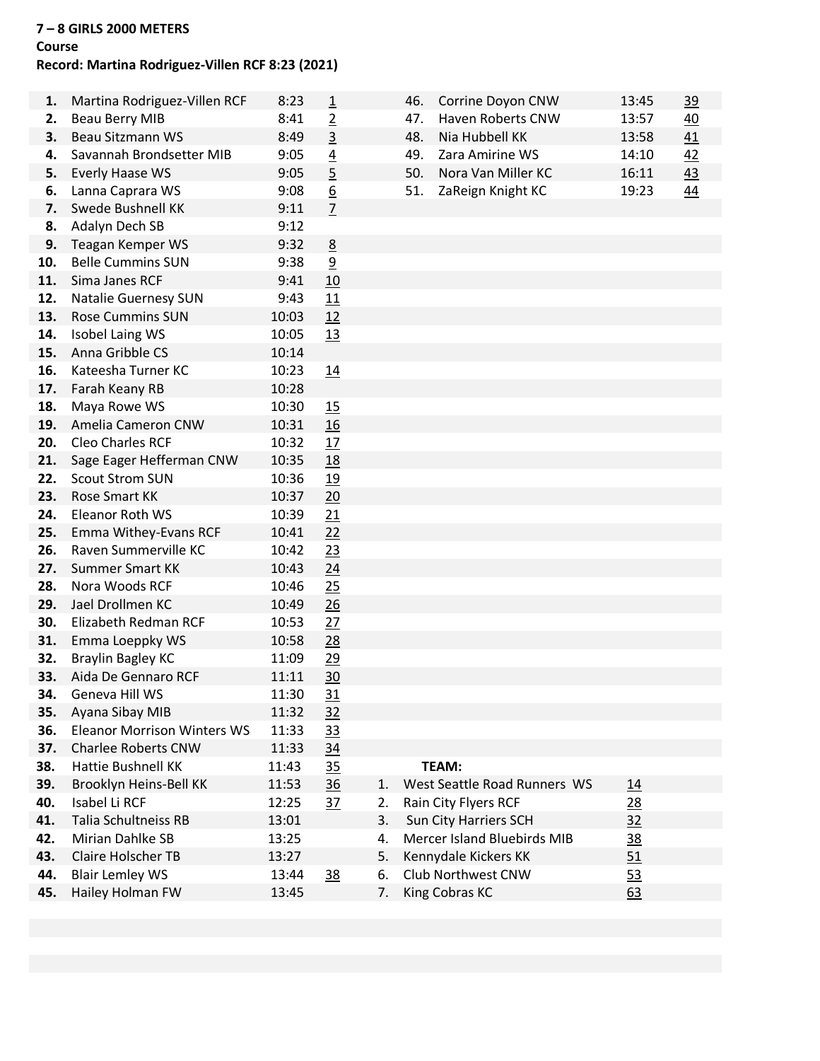**7 – 8 GIRLS 2000 METERS**
**Course**
**Record: Martina Rodriguez-Villen RCF 8:23 (2021)**

| Place | Name | Time | Score |
|---|---|---|---|
| **1.** | Martina Rodriguez-Villen RCF | 8:23 | 1 |
| **2.** | Beau Berry MIB | 8:41 | 2 |
| **3.** | Beau Sitzmann WS | 8:49 | 3 |
| **4.** | Savannah Brondsetter MIB | 9:05 | 4 |
| **5.** | Everly Haase WS | 9:05 | 5 |
| **6.** | Lanna Caprara WS | 9:08 | 6 |
| **7.** | Swede Bushnell KK | 9:11 | 7 |
| **8.** | Adalyn Dech SB | 9:12 | |
| **9.** | Teagan Kemper WS | 9:32 | 8 |
| **10.** | Belle Cummins SUN | 9:38 | 9 |
| **11.** | Sima Janes RCF | 9:41 | 10 |
| **12.** | Natalie Guernesy SUN | 9:43 | 11 |
| **13.** | Rose Cummins SUN | 10:03 | 12 |
| **14.** | Isobel Laing WS | 10:05 | 13 |
| **15.** | Anna Gribble CS | 10:14 | |
| **16.** | Kateesha Turner KC | 10:23 | 14 |
| **17.** | Farah Keany RB | 10:28 | |
| **18.** | Maya Rowe WS | 10:30 | 15 |
| **19.** | Amelia Cameron CNW | 10:31 | 16 |
| **20.** | Cleo Charles RCF | 10:32 | 17 |
| **21.** | Sage Eager Hefferman CNW | 10:35 | 18 |
| **22.** | Scout Strom SUN | 10:36 | 19 |
| **23.** | Rose Smart KK | 10:37 | 20 |
| **24.** | Eleanor Roth WS | 10:39 | 21 |
| **25.** | Emma Withey-Evans RCF | 10:41 | 22 |
| **26.** | Raven Summerville KC | 10:42 | 23 |
| **27.** | Summer Smart KK | 10:43 | 24 |
| **28.** | Nora Woods RCF | 10:46 | 25 |
| **29.** | Jael Drollmen KC | 10:49 | 26 |
| **30.** | Elizabeth Redman RCF | 10:53 | 27 |
| **31.** | Emma Loeppky WS | 10:58 | 28 |
| **32.** | Braylin Bagley KC | 11:09 | 29 |
| **33.** | Aida De Gennaro RCF | 11:11 | 30 |
| **34.** | Geneva Hill WS | 11:30 | 31 |
| **35.** | Ayana Sibay MIB | 11:32 | 32 |
| **36.** | Eleanor Morrison Winters WS | 11:33 | 33 |
| **37.** | Charlee Roberts CNW | 11:33 | 34 |
| **38.** | Hattie Bushnell KK | 11:43 | 35 |
| **39.** | Brooklyn Heins-Bell KK | 11:53 | 36 |
| **40.** | Isabel Li RCF | 12:25 | 37 |
| **41.** | Talia Schultneiss RB | 13:01 | |
| **42.** | Mirian Dahlke SB | 13:25 | |
| **43.** | Claire Holscher TB | 13:27 | |
| **44.** | Blair Lemley WS | 13:44 | 38 |
| **45.** | Hailey Holman FW | 13:45 | |
| 46. | Corrine Doyon CNW | 13:45 | 39 |
| 47. | Haven Roberts CNW | 13:57 | 40 |
| 48. | Nia Hubbell KK | 13:58 | 41 |
| 49. | Zara Amirine WS | 14:10 | 42 |
| 50. | Nora Van Miller KC | 16:11 | 43 |
| 51. | ZaReign Knight KC | 19:23 | 44 |

**TEAM:**

| Place | Team | Score |
|---|---|---|
| 1. | West Seattle Road Runners WS | 14 |
| 2. | Rain City Flyers RCF | 28 |
| 3. | Sun City Harriers SCH | 32 |
| 4. | Mercer Island Bluebirds MIB | 38 |
| 5. | Kennydale Kickers KK | 51 |
| 6. | Club Northwest CNW | 53 |
| 7. | King Cobras KC | 63 |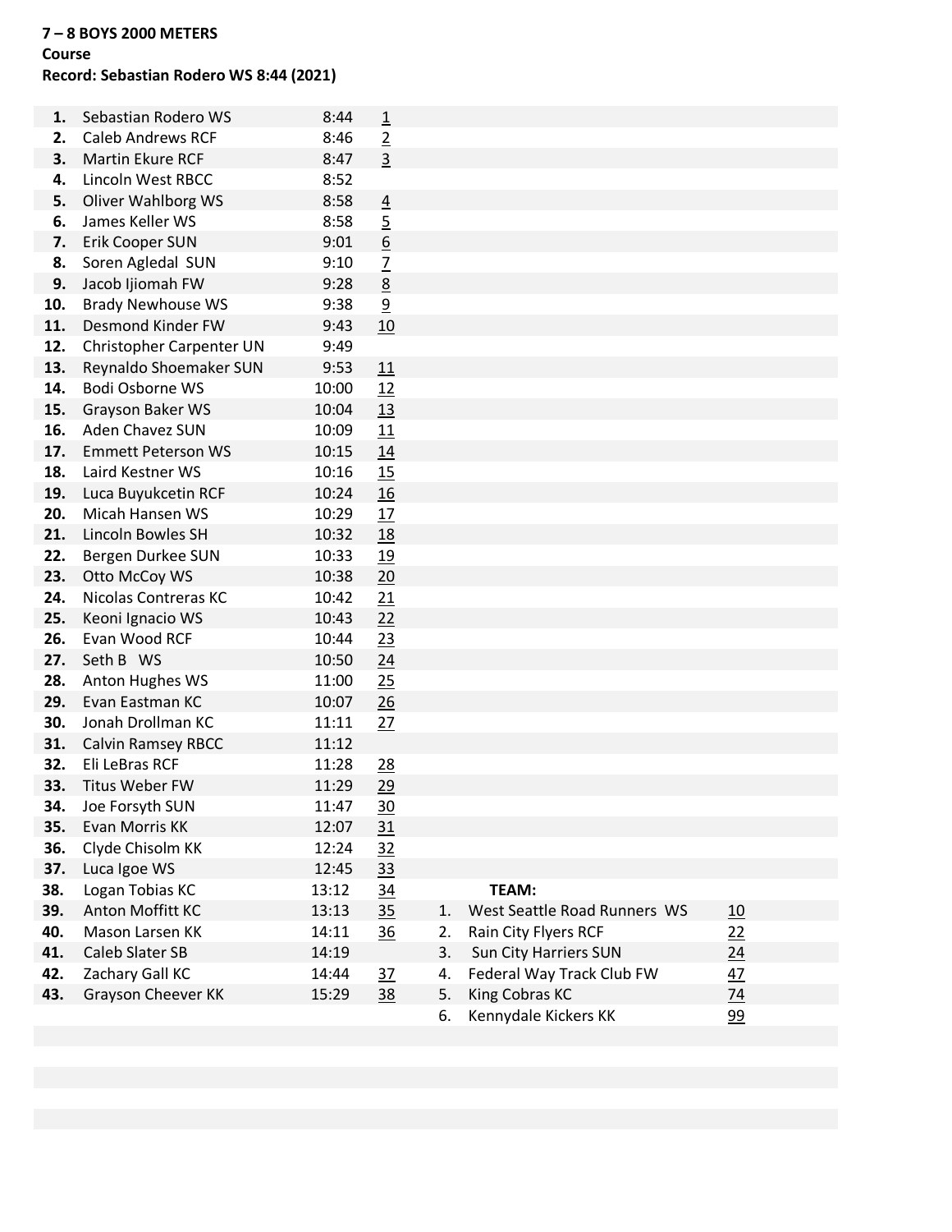**7 – 8 BOYS 2000 METERS**
**Course**
**Record: Sebastian Rodero WS 8:44 (2021)**

| Place | Name | Time | Score |
|---|---|---|---|
| **1.** | Sebastian Rodero WS | 8:44 | 1 |
| **2.** | Caleb Andrews RCF | 8:46 | 2 |
| **3.** | Martin Ekure RCF | 8:47 | 3 |
| **4.** | Lincoln West RBCC | 8:52 | |
| **5.** | Oliver Wahlborg WS | 8:58 | 4 |
| **6.** | James Keller WS | 8:58 | 5 |
| **7.** | Erik Cooper SUN | 9:01 | 6 |
| **8.** | Soren Agledal SUN | 9:10 | 7 |
| **9.** | Jacob Ijiomah FW | 9:28 | 8 |
| **10.** | Brady Newhouse WS | 9:38 | 9 |
| **11.** | Desmond Kinder FW | 9:43 | 10 |
| **12.** | Christopher Carpenter UN | 9:49 | |
| **13.** | Reynaldo Shoemaker SUN | 9:53 | 11 |
| **14.** | Bodi Osborne WS | 10:00 | 12 |
| **15.** | Grayson Baker WS | 10:04 | 13 |
| **16.** | Aden Chavez SUN | 10:09 | 11 |
| **17.** | Emmett Peterson WS | 10:15 | 14 |
| **18.** | Laird Kestner WS | 10:16 | 15 |
| **19.** | Luca Buyukcetin RCF | 10:24 | 16 |
| **20.** | Micah Hansen WS | 10:29 | 17 |
| **21.** | Lincoln Bowles SH | 10:32 | 18 |
| **22.** | Bergen Durkee SUN | 10:33 | 19 |
| **23.** | Otto McCoy WS | 10:38 | 20 |
| **24.** | Nicolas Contreras KC | 10:42 | 21 |
| **25.** | Keoni Ignacio WS | 10:43 | 22 |
| **26.** | Evan Wood RCF | 10:44 | 23 |
| **27.** | Seth B WS | 10:50 | 24 |
| **28.** | Anton Hughes WS | 11:00 | 25 |
| **29.** | Evan Eastman KC | 10:07 | 26 |
| **30.** | Jonah Drollman KC | 11:11 | 27 |
| **31.** | Calvin Ramsey RBCC | 11:12 | |
| **32.** | Eli LeBras RCF | 11:28 | 28 |
| **33.** | Titus Weber FW | 11:29 | 29 |
| **34.** | Joe Forsyth SUN | 11:47 | 30 |
| **35.** | Evan Morris KK | 12:07 | 31 |
| **36.** | Clyde Chisolm KK | 12:24 | 32 |
| **37.** | Luca Igoe WS | 12:45 | 33 |
| **38.** | Logan Tobias KC | 13:12 | 34 |
| **39.** | Anton Moffitt KC | 13:13 | 35 |
| **40.** | Mason Larsen KK | 14:11 | 36 |
| **41.** | Caleb Slater SB | 14:19 | |
| **42.** | Zachary Gall KC | 14:44 | 37 |
| **43.** | Grayson Cheever KK | 15:29 | 38 |

**TEAM:**

| Place | Team | Score |
|---|---|---|
| 1. | West Seattle Road Runners WS | 10 |
| 2. | Rain City Flyers RCF | 22 |
| 3. | Sun City Harriers SUN | 24 |
| 4. | Federal Way Track Club FW | 47 |
| 5. | King Cobras KC | 74 |
| 6. | Kennydale Kickers KK | 99 |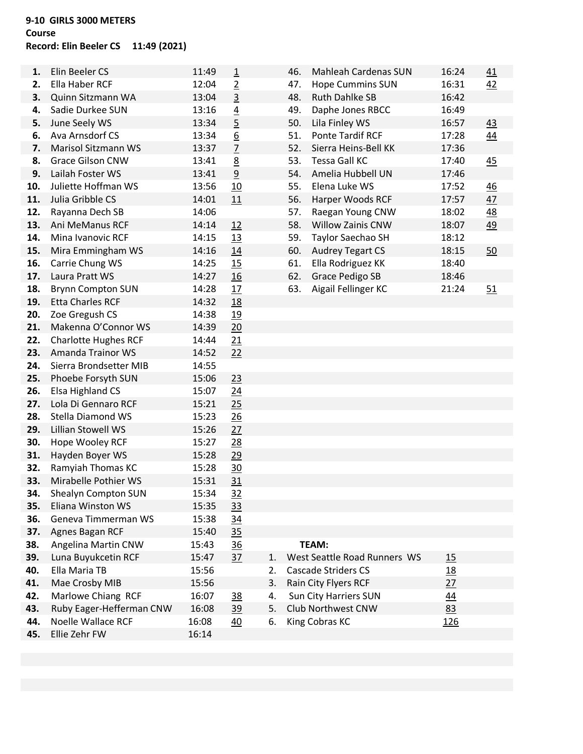**9-10 GIRLS 3000 METERS**
**Course**
**Record: Elin Beeler CS 11:49 (2021)**

| Place | Name | Time | Team Score |
|---|---|---|---|
| **1.** | Elin Beeler CS | 11:49 | 1 |
| **2.** | Ella Haber RCF | 12:04 | 2 |
| **3.** | Quinn Sitzmann WA | 13:04 | 3 |
| **4.** | Sadie Durkee SUN | 13:16 | 4 |
| **5.** | June Seely WS | 13:34 | 5 |
| **6.** | Ava Arnsdorf CS | 13:34 | 6 |
| **7.** | Marisol Sitzmann WS | 13:37 | 7 |
| **8.** | Grace Gilson CNW | 13:41 | 8 |
| **9.** | Lailah Foster WS | 13:41 | 9 |
| **10.** | Juliette Hoffman WS | 13:56 | 10 |
| **11.** | Julia Gribble CS | 14:01 | 11 |
| **12.** | Rayanna Dech SB | 14:06 | |
| **13.** | Ani MeManus RCF | 14:14 | 12 |
| **14.** | Mina Ivanovic RCF | 14:15 | 13 |
| **15.** | Mira Emmingham WS | 14:16 | 14 |
| **16.** | Carrie Chung WS | 14:25 | 15 |
| **17.** | Laura Pratt WS | 14:27 | 16 |
| **18.** | Brynn Compton SUN | 14:28 | 17 |
| **19.** | Etta Charles RCF | 14:32 | 18 |
| **20.** | Zoe Gregush CS | 14:38 | 19 |
| **21.** | Makenna O'Connor WS | 14:39 | 20 |
| **22.** | Charlotte Hughes RCF | 14:44 | 21 |
| **23.** | Amanda Trainor WS | 14:52 | 22 |
| **24.** | Sierra Brondsetter MIB | 14:55 | |
| **25.** | Phoebe Forsyth SUN | 15:06 | 23 |
| **26.** | Elsa Highland CS | 15:07 | 24 |
| **27.** | Lola Di Gennaro RCF | 15:21 | 25 |
| **28.** | Stella Diamond WS | 15:23 | 26 |
| **29.** | Lillian Stowell WS | 15:26 | 27 |
| **30.** | Hope Wooley RCF | 15:27 | 28 |
| **31.** | Hayden Boyer WS | 15:28 | 29 |
| **32.** | Ramyiah Thomas KC | 15:28 | 30 |
| **33.** | Mirabelle Pothier WS | 15:31 | 31 |
| **34.** | Shealyn Compton SUN | 15:34 | 32 |
| **35.** | Eliana Winston WS | 15:35 | 33 |
| **36.** | Geneva Timmerman WS | 15:38 | 34 |
| **37.** | Agnes Bagan RCF | 15:40 | 35 |
| **38.** | Angelina Martin CNW | 15:43 | 36 |
| **39.** | Luna Buyukcetin RCF | 15:47 | 37 |
| **40.** | Ella Maria TB | 15:56 | |
| **41.** | Mae Crosby MIB | 15:56 | |
| **42.** | Marlowe Chiang RCF | 16:07 | 38 |
| **43.** | Ruby Eager-Hefferman CNW | 16:08 | 39 |
| **44.** | Noelle Wallace RCF | 16:08 | 40 |
| **45.** | Ellie Zehr FW | 16:14 | |
| 46. | Mahleah Cardenas SUN | 16:24 | 41 |
| 47. | Hope Cummins SUN | 16:31 | 42 |
| 48. | Ruth Dahlke SB | 16:42 | |
| 49. | Daphe Jones RBCC | 16:49 | |
| 50. | Lila Finley WS | 16:57 | 43 |
| 51. | Ponte Tardif RCF | 17:28 | 44 |
| 52. | Sierra Heins-Bell KK | 17:36 | |
| 53. | Tessa Gall KC | 17:40 | 45 |
| 54. | Amelia Hubbell UN | 17:46 | |
| 55. | Elena Luke WS | 17:52 | 46 |
| 56. | Harper Woods RCF | 17:57 | 47 |
| 57. | Raegan Young CNW | 18:02 | 48 |
| 58. | Willow Zainis CNW | 18:07 | 49 |
| 59. | Taylor Saechao SH | 18:12 | |
| 60. | Audrey Tegart CS | 18:15 | 50 |
| 61. | Ella Rodriguez KK | 18:40 | |
| 62. | Grace Pedigo SB | 18:46 | |
| 63. | Aigail Fellinger KC | 21:24 | 51 |

**TEAM:**

| Place | Team | Score |
|---|---|---|
| 1. | West Seattle Road Runners WS | 15 |
| 2. | Cascade Striders CS | 18 |
| 3. | Rain City Flyers RCF | 27 |
| 4. | Sun City Harriers SUN | 44 |
| 5. | Club Northwest CNW | 83 |
| 6. | King Cobras KC | 126 |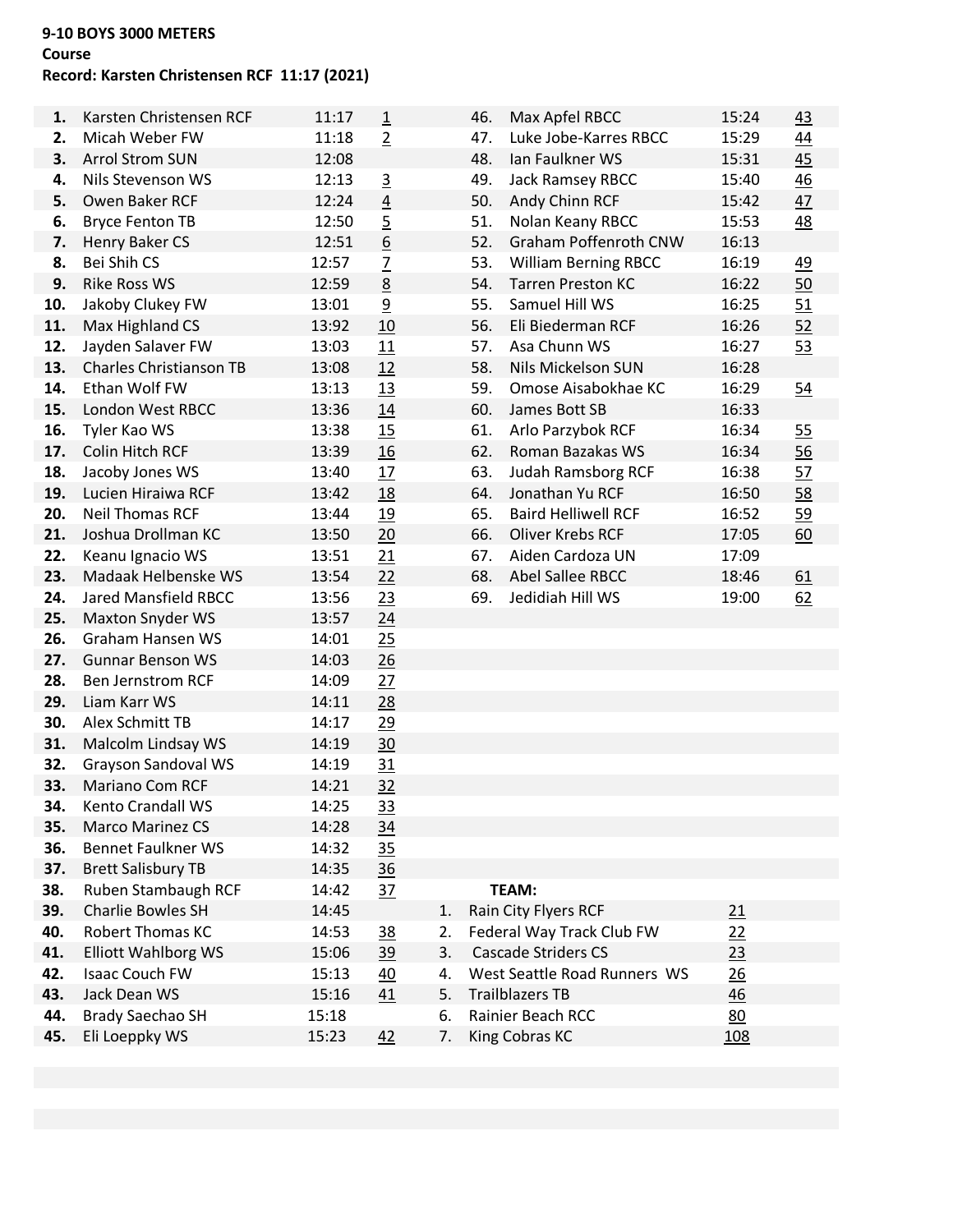**9-10 BOYS 3000 METERS**
**Course**
**Record: Karsten Christensen RCF 11:17 (2021)**

| Place | Name | Time | Score |
|---|---|---|---|
| 1. | Karsten Christensen RCF | 11:17 | 1 |
| 2. | Micah Weber FW | 11:18 | 2 |
| 3. | Arrol Strom SUN | 12:08 | |
| 4. | Nils Stevenson WS | 12:13 | 3 |
| 5. | Owen Baker RCF | 12:24 | 4 |
| 6. | Bryce Fenton TB | 12:50 | 5 |
| 7. | Henry Baker CS | 12:51 | 6 |
| 8. | Bei Shih CS | 12:57 | 7 |
| 9. | Rike Ross WS | 12:59 | 8 |
| 10. | Jakoby Clukey FW | 13:01 | 9 |
| 11. | Max Highland CS | 13:92 | 10 |
| 12. | Jayden Salaver FW | 13:03 | 11 |
| 13. | Charles Christianson TB | 13:08 | 12 |
| 14. | Ethan Wolf FW | 13:13 | 13 |
| 15. | London West RBCC | 13:36 | 14 |
| 16. | Tyler Kao WS | 13:38 | 15 |
| 17. | Colin Hitch RCF | 13:39 | 16 |
| 18. | Jacoby Jones WS | 13:40 | 17 |
| 19. | Lucien Hiraiwa RCF | 13:42 | 18 |
| 20. | Neil Thomas RCF | 13:44 | 19 |
| 21. | Joshua Drollman KC | 13:50 | 20 |
| 22. | Keanu Ignacio WS | 13:51 | 21 |
| 23. | Madaak Helbenske WS | 13:54 | 22 |
| 24. | Jared Mansfield RBCC | 13:56 | 23 |
| 25. | Maxton Snyder WS | 13:57 | 24 |
| 26. | Graham Hansen WS | 14:01 | 25 |
| 27. | Gunnar Benson WS | 14:03 | 26 |
| 28. | Ben Jernstrom RCF | 14:09 | 27 |
| 29. | Liam Karr WS | 14:11 | 28 |
| 30. | Alex Schmitt TB | 14:17 | 29 |
| 31. | Malcolm Lindsay WS | 14:19 | 30 |
| 32. | Grayson Sandoval WS | 14:19 | 31 |
| 33. | Mariano Com RCF | 14:21 | 32 |
| 34. | Kento Crandall WS | 14:25 | 33 |
| 35. | Marco Marinez CS | 14:28 | 34 |
| 36. | Bennet Faulkner WS | 14:32 | 35 |
| 37. | Brett Salisbury TB | 14:35 | 36 |
| 38. | Ruben Stambaugh RCF | 14:42 | 37 |
| 39. | Charlie Bowles SH | 14:45 | |
| 40. | Robert Thomas KC | 14:53 | 38 |
| 41. | Elliott Wahlborg WS | 15:06 | 39 |
| 42. | Isaac Couch FW | 15:13 | 40 |
| 43. | Jack Dean WS | 15:16 | 41 |
| 44. | Brady Saechao SH | 15:18 | |
| 45. | Eli Loeppky WS | 15:23 | 42 |
| 46. | Max Apfel RBCC | 15:24 | 43 |
| 47. | Luke Jobe-Karres RBCC | 15:29 | 44 |
| 48. | Ian Faulkner WS | 15:31 | 45 |
| 49. | Jack Ramsey RBCC | 15:40 | 46 |
| 50. | Andy Chinn RCF | 15:42 | 47 |
| 51. | Nolan Keany RBCC | 15:53 | 48 |
| 52. | Graham Poffenroth CNW | 16:13 | |
| 53. | William Berning RBCC | 16:19 | 49 |
| 54. | Tarren Preston KC | 16:22 | 50 |
| 55. | Samuel Hill WS | 16:25 | 51 |
| 56. | Eli Biederman RCF | 16:26 | 52 |
| 57. | Asa Chunn WS | 16:27 | 53 |
| 58. | Nils Mickelson SUN | 16:28 | |
| 59. | Omose Aisabokhae KC | 16:29 | 54 |
| 60. | James Bott SB | 16:33 | |
| 61. | Arlo Parzybok RCF | 16:34 | 55 |
| 62. | Roman Bazakas WS | 16:34 | 56 |
| 63. | Judah Ramsborg RCF | 16:38 | 57 |
| 64. | Jonathan Yu RCF | 16:50 | 58 |
| 65. | Baird Helliwell RCF | 16:52 | 59 |
| 66. | Oliver Krebs RCF | 17:05 | 60 |
| 67. | Aiden Cardoza UN | 17:09 | |
| 68. | Abel Sallee RBCC | 18:46 | 61 |
| 69. | Jedidiah Hill WS | 19:00 | 62 |

**TEAM:**

| Place | Team | Score |
|---|---|---|
| 1. | Rain City Flyers RCF | 21 |
| 2. | Federal Way Track Club FW | 22 |
| 3. | Cascade Striders CS | 23 |
| 4. | West Seattle Road Runners WS | 26 |
| 5. | Trailblazers TB | 46 |
| 6. | Rainier Beach RCC | 80 |
| 7. | King Cobras KC | 108 |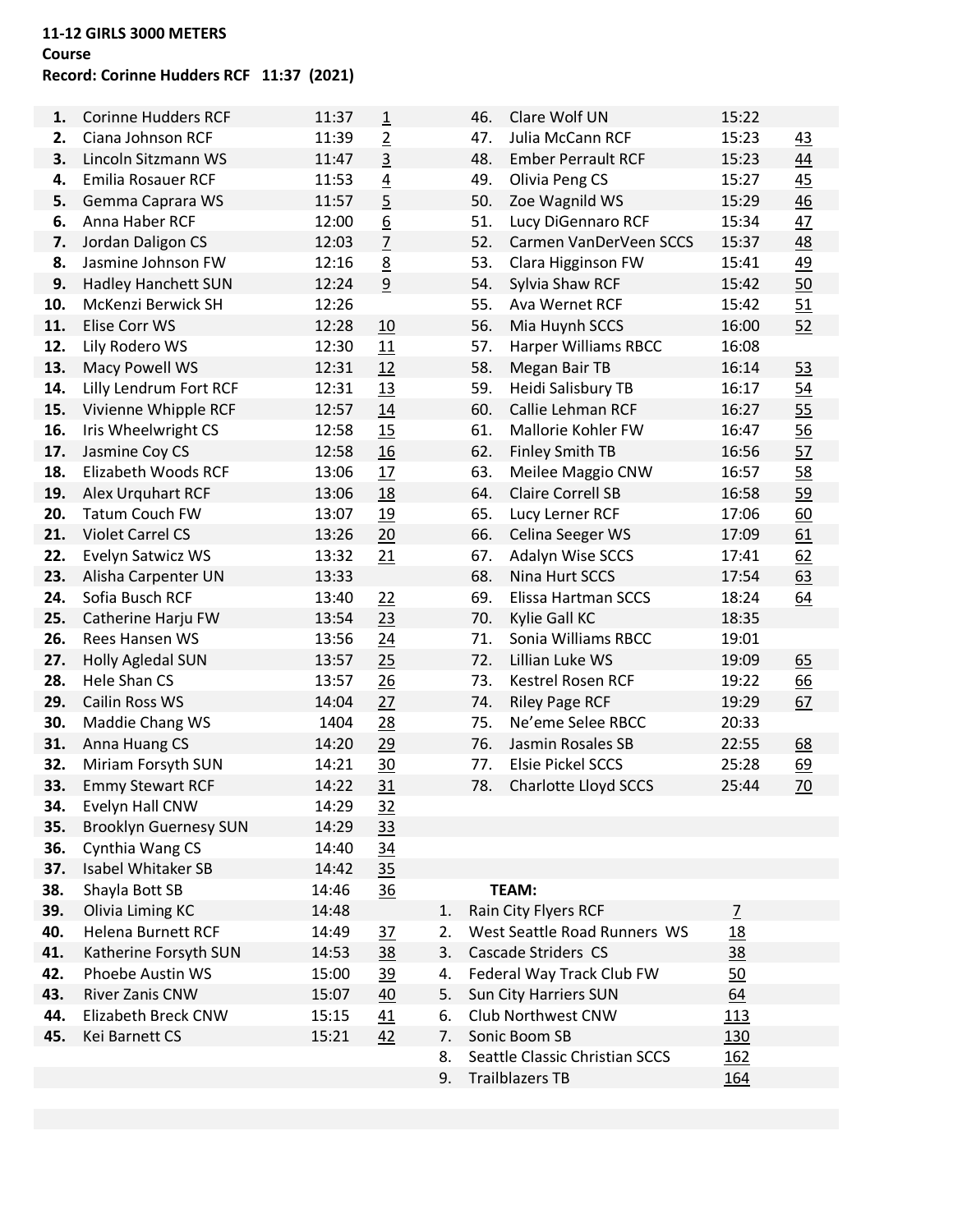**11-12 GIRLS 3000 METERS**
**Course**
**Record: Corinne Hudders RCF 11:37 (2021)**

| Place | Name | Time | Team Score |
|---|---|---|---|
| 1. | Corinne Hudders RCF | 11:37 | 1 |
| 2. | Ciana Johnson RCF | 11:39 | 2 |
| 3. | Lincoln Sitzmann WS | 11:47 | 3 |
| 4. | Emilia Rosauer RCF | 11:53 | 4 |
| 5. | Gemma Caprara WS | 11:57 | 5 |
| 6. | Anna Haber RCF | 12:00 | 6 |
| 7. | Jordan Daligon CS | 12:03 | 7 |
| 8. | Jasmine Johnson FW | 12:16 | 8 |
| 9. | Hadley Hanchett SUN | 12:24 | 9 |
| 10. | McKenzi Berwick SH | 12:26 | |
| 11. | Elise Corr WS | 12:28 | 10 |
| 12. | Lily Rodero WS | 12:30 | 11 |
| 13. | Macy Powell WS | 12:31 | 12 |
| 14. | Lilly Lendrum Fort RCF | 12:31 | 13 |
| 15. | Vivienne Whipple RCF | 12:57 | 14 |
| 16. | Iris Wheelwright CS | 12:58 | 15 |
| 17. | Jasmine Coy CS | 12:58 | 16 |
| 18. | Elizabeth Woods RCF | 13:06 | 17 |
| 19. | Alex Urquhart RCF | 13:06 | 18 |
| 20. | Tatum Couch FW | 13:07 | 19 |
| 21. | Violet Carrel CS | 13:26 | 20 |
| 22. | Evelyn Satwicz WS | 13:32 | 21 |
| 23. | Alisha Carpenter UN | 13:33 | |
| 24. | Sofia Busch RCF | 13:40 | 22 |
| 25. | Catherine Harju FW | 13:54 | 23 |
| 26. | Rees Hansen WS | 13:56 | 24 |
| 27. | Holly Agledal SUN | 13:57 | 25 |
| 28. | Hele Shan CS | 13:57 | 26 |
| 29. | Cailin Ross WS | 14:04 | 27 |
| 30. | Maddie Chang WS | 1404 | 28 |
| 31. | Anna Huang CS | 14:20 | 29 |
| 32. | Miriam Forsyth SUN | 14:21 | 30 |
| 33. | Emmy Stewart RCF | 14:22 | 31 |
| 34. | Evelyn Hall CNW | 14:29 | 32 |
| 35. | Brooklyn Guernesy SUN | 14:29 | 33 |
| 36. | Cynthia Wang CS | 14:40 | 34 |
| 37. | Isabel Whitaker SB | 14:42 | 35 |
| 38. | Shayla Bott SB | 14:46 | 36 |
| 39. | Olivia Liming KC | 14:48 | |
| 40. | Helena Burnett RCF | 14:49 | 37 |
| 41. | Katherine Forsyth SUN | 14:53 | 38 |
| 42. | Phoebe Austin WS | 15:00 | 39 |
| 43. | River Zanis CNW | 15:07 | 40 |
| 44. | Elizabeth Breck CNW | 15:15 | 41 |
| 45. | Kei Barnett CS | 15:21 | 42 |
| 46. | Clare Wolf UN | 15:22 | |
| 47. | Julia McCann RCF | 15:23 | 43 |
| 48. | Ember Perrault RCF | 15:23 | 44 |
| 49. | Olivia Peng CS | 15:27 | 45 |
| 50. | Zoe Wagnild WS | 15:29 | 46 |
| 51. | Lucy DiGennaro RCF | 15:34 | 47 |
| 52. | Carmen VanDerVeen SCCS | 15:37 | 48 |
| 53. | Clara Higginson FW | 15:41 | 49 |
| 54. | Sylvia Shaw RCF | 15:42 | 50 |
| 55. | Ava Wernet RCF | 15:42 | 51 |
| 56. | Mia Huynh SCCS | 16:00 | 52 |
| 57. | Harper Williams RBCC | 16:08 | |
| 58. | Megan Bair TB | 16:14 | 53 |
| 59. | Heidi Salisbury TB | 16:17 | 54 |
| 60. | Callie Lehman RCF | 16:27 | 55 |
| 61. | Mallorie Kohler FW | 16:47 | 56 |
| 62. | Finley Smith TB | 16:56 | 57 |
| 63. | Meilee Maggio CNW | 16:57 | 58 |
| 64. | Claire Correll SB | 16:58 | 59 |
| 65. | Lucy Lerner RCF | 17:06 | 60 |
| 66. | Celina Seeger WS | 17:09 | 61 |
| 67. | Adalyn Wise SCCS | 17:41 | 62 |
| 68. | Nina Hurt SCCS | 17:54 | 63 |
| 69. | Elissa Hartman SCCS | 18:24 | 64 |
| 70. | Kylie Gall KC | 18:35 | |
| 71. | Sonia Williams RBCC | 19:01 | |
| 72. | Lillian Luke WS | 19:09 | 65 |
| 73. | Kestrel Rosen RCF | 19:22 | 66 |
| 74. | Riley Page RCF | 19:29 | 67 |
| 75. | Ne'eme Selee RBCC | 20:33 | |
| 76. | Jasmin Rosales SB | 22:55 | 68 |
| 77. | Elsie Pickel SCCS | 25:28 | 69 |
| 78. | Charlotte Lloyd SCCS | 25:44 | 70 |

**TEAM:**

| Place | Team | Score |
|---|---|---|
| 1. | Rain City Flyers RCF | 7 |
| 2. | West Seattle Road Runners WS | 18 |
| 3. | Cascade Striders CS | 38 |
| 4. | Federal Way Track Club FW | 50 |
| 5. | Sun City Harriers SUN | 64 |
| 6. | Club Northwest CNW | 113 |
| 7. | Sonic Boom SB | 130 |
| 8. | Seattle Classic Christian SCCS | 162 |
| 9. | Trailblazers TB | 164 |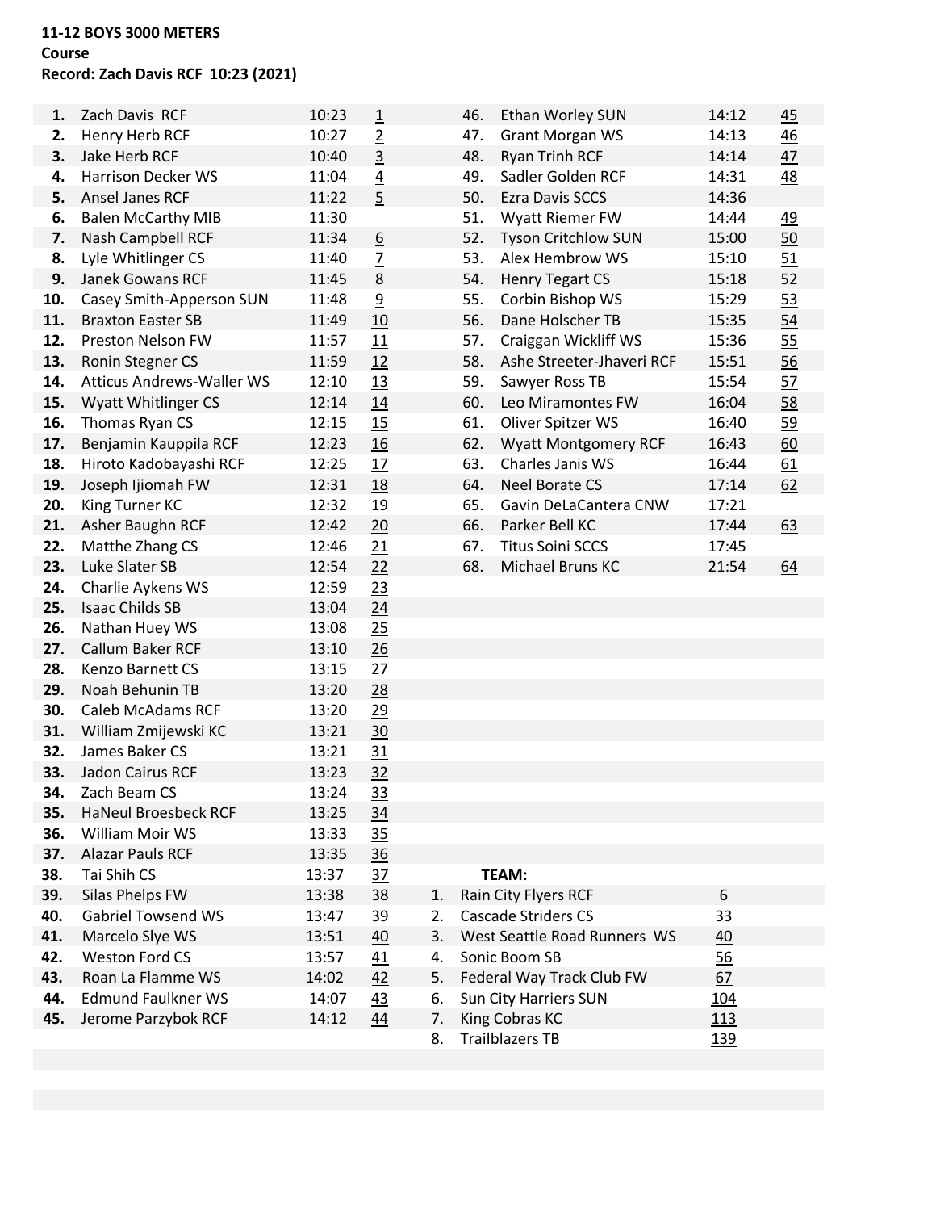**11-12 BOYS 3000 METERS**
**Course**
**Record: Zach Davis RCF 10:23 (2021)**

| Place | Name | Time | Score |
|---|---|---|---|
| **1.** | Zach Davis RCF | 10:23 | 1 |
| **2.** | Henry Herb RCF | 10:27 | 2 |
| **3.** | Jake Herb RCF | 10:40 | 3 |
| **4.** | Harrison Decker WS | 11:04 | 4 |
| **5.** | Ansel Janes RCF | 11:22 | 5 |
| **6.** | Balen McCarthy MIB | 11:30 | |
| **7.** | Nash Campbell RCF | 11:34 | 6 |
| **8.** | Lyle Whitlinger CS | 11:40 | 7 |
| **9.** | Janek Gowans RCF | 11:45 | 8 |
| **10.** | Casey Smith-Apperson SUN | 11:48 | 9 |
| **11.** | Braxton Easter SB | 11:49 | 10 |
| **12.** | Preston Nelson FW | 11:57 | 11 |
| **13.** | Ronin Stegner CS | 11:59 | 12 |
| **14.** | Atticus Andrews-Waller WS | 12:10 | 13 |
| **15.** | Wyatt Whitlinger CS | 12:14 | 14 |
| **16.** | Thomas Ryan CS | 12:15 | 15 |
| **17.** | Benjamin Kauppila RCF | 12:23 | 16 |
| **18.** | Hiroto Kadobayashi RCF | 12:25 | 17 |
| **19.** | Joseph Ijiomah FW | 12:31 | 18 |
| **20.** | King Turner KC | 12:32 | 19 |
| **21.** | Asher Baughn RCF | 12:42 | 20 |
| **22.** | Matthe Zhang CS | 12:46 | 21 |
| **23.** | Luke Slater SB | 12:54 | 22 |
| **24.** | Charlie Aykens WS | 12:59 | 23 |
| **25.** | Isaac Childs SB | 13:04 | 24 |
| **26.** | Nathan Huey WS | 13:08 | 25 |
| **27.** | Callum Baker RCF | 13:10 | 26 |
| **28.** | Kenzo Barnett CS | 13:15 | 27 |
| **29.** | Noah Behunin TB | 13:20 | 28 |
| **30.** | Caleb McAdams RCF | 13:20 | 29 |
| **31.** | William Zmijewski KC | 13:21 | 30 |
| **32.** | James Baker CS | 13:21 | 31 |
| **33.** | Jadon Cairus RCF | 13:23 | 32 |
| **34.** | Zach Beam CS | 13:24 | 33 |
| **35.** | HaNeul Broesbeck RCF | 13:25 | 34 |
| **36.** | William Moir WS | 13:33 | 35 |
| **37.** | Alazar Pauls RCF | 13:35 | 36 |
| **38.** | Tai Shih CS | 13:37 | 37 |
| **39.** | Silas Phelps FW | 13:38 | 38 |
| **40.** | Gabriel Towsend WS | 13:47 | 39 |
| **41.** | Marcelo Slye WS | 13:51 | 40 |
| **42.** | Weston Ford CS | 13:57 | 41 |
| **43.** | Roan La Flamme WS | 14:02 | 42 |
| **44.** | Edmund Faulkner WS | 14:07 | 43 |
| **45.** | Jerome Parzybok RCF | 14:12 | 44 |
| 46. | Ethan Worley SUN | 14:12 | 45 |
| 47. | Grant Morgan WS | 14:13 | 46 |
| 48. | Ryan Trinh RCF | 14:14 | 47 |
| 49. | Sadler Golden RCF | 14:31 | 48 |
| 50. | Ezra Davis SCCS | 14:36 | |
| 51. | Wyatt Riemer FW | 14:44 | 49 |
| 52. | Tyson Critchlow SUN | 15:00 | 50 |
| 53. | Alex Hembrow WS | 15:10 | 51 |
| 54. | Henry Tegart CS | 15:18 | 52 |
| 55. | Corbin Bishop WS | 15:29 | 53 |
| 56. | Dane Holscher TB | 15:35 | 54 |
| 57. | Craiggan Wickliff WS | 15:36 | 55 |
| 58. | Ashe Streeter-Jhaveri RCF | 15:51 | 56 |
| 59. | Sawyer Ross TB | 15:54 | 57 |
| 60. | Leo Miramontes FW | 16:04 | 58 |
| 61. | Oliver Spitzer WS | 16:40 | 59 |
| 62. | Wyatt Montgomery RCF | 16:43 | 60 |
| 63. | Charles Janis WS | 16:44 | 61 |
| 64. | Neel Borate CS | 17:14 | 62 |
| 65. | Gavin DeLaCantera CNW | 17:21 | |
| 66. | Parker Bell KC | 17:44 | 63 |
| 67. | Titus Soini SCCS | 17:45 | |
| 68. | Michael Bruns KC | 21:54 | 64 |

**TEAM:**

| Place | Team | Score |
|---|---|---|
| 1. | Rain City Flyers RCF | 6 |
| 2. | Cascade Striders CS | 33 |
| 3. | West Seattle Road Runners WS | 40 |
| 4. | Sonic Boom SB | 56 |
| 5. | Federal Way Track Club FW | 67 |
| 6. | Sun City Harriers SUN | 104 |
| 7. | King Cobras KC | 113 |
| 8. | Trailblazers TB | 139 |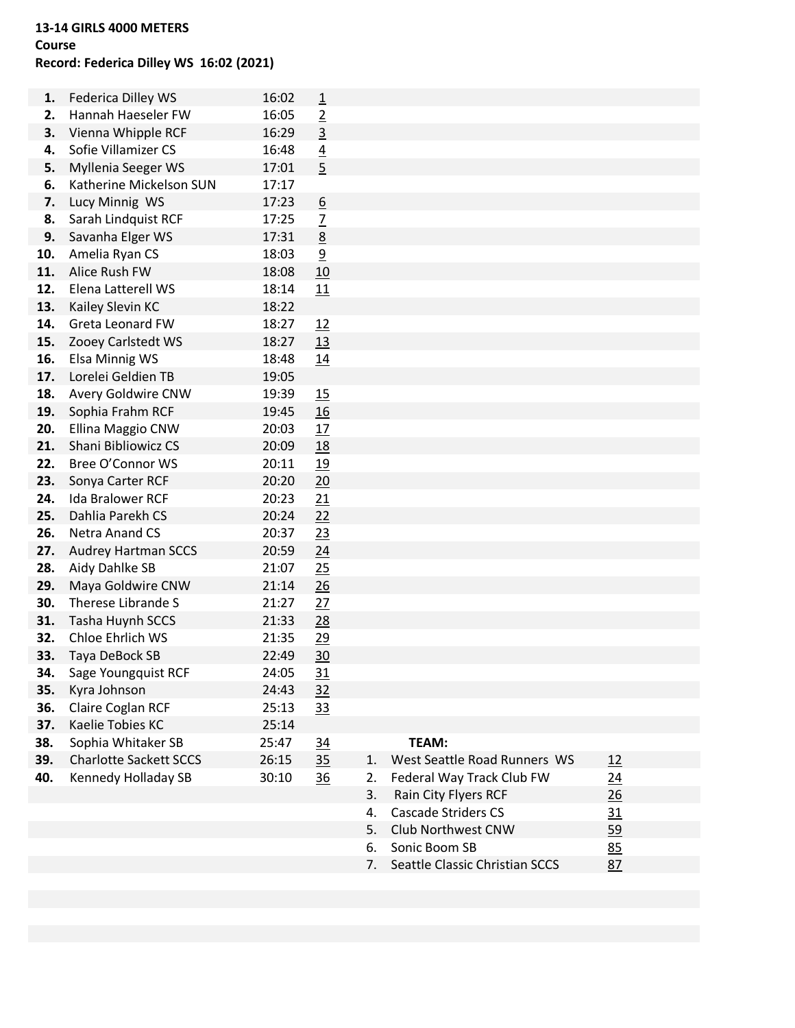**13-14 GIRLS 4000 METERS**
**Course**
**Record: Federica Dilley WS 16:02 (2021)**

| Place | Name | Time | Team Score |
|---|---|---|---|
| **1.** | Federica Dilley WS | 16:02 | 1 |
| **2.** | Hannah Haeseler FW | 16:05 | 2 |
| **3.** | Vienna Whipple RCF | 16:29 | 3 |
| **4.** | Sofie Villamizer CS | 16:48 | 4 |
| **5.** | Myllenia Seeger WS | 17:01 | 5 |
| **6.** | Katherine Mickelson SUN | 17:17 | |
| **7.** | Lucy Minnig WS | 17:23 | 6 |
| **8.** | Sarah Lindquist RCF | 17:25 | 7 |
| **9.** | Savanha Elger WS | 17:31 | 8 |
| **10.** | Amelia Ryan CS | 18:03 | 9 |
| **11.** | Alice Rush FW | 18:08 | 10 |
| **12.** | Elena Latterell WS | 18:14 | 11 |
| **13.** | Kailey Slevin KC | 18:22 | |
| **14.** | Greta Leonard FW | 18:27 | 12 |
| **15.** | Zooey Carlstedt WS | 18:27 | 13 |
| **16.** | Elsa Minnig WS | 18:48 | 14 |
| **17.** | Lorelei Geldien TB | 19:05 | |
| **18.** | Avery Goldwire CNW | 19:39 | 15 |
| **19.** | Sophia Frahm RCF | 19:45 | 16 |
| **20.** | Ellina Maggio CNW | 20:03 | 17 |
| **21.** | Shani Bibliowicz CS | 20:09 | 18 |
| **22.** | Bree O'Connor WS | 20:11 | 19 |
| **23.** | Sonya Carter RCF | 20:20 | 20 |
| **24.** | Ida Bralower RCF | 20:23 | 21 |
| **25.** | Dahlia Parekh CS | 20:24 | 22 |
| **26.** | Netra Anand CS | 20:37 | 23 |
| **27.** | Audrey Hartman SCCS | 20:59 | 24 |
| **28.** | Aidy Dahlke SB | 21:07 | 25 |
| **29.** | Maya Goldwire CNW | 21:14 | 26 |
| **30.** | Therese Librande S | 21:27 | 27 |
| **31.** | Tasha Huynh SCCS | 21:33 | 28 |
| **32.** | Chloe Ehrlich WS | 21:35 | 29 |
| **33.** | Taya DeBock SB | 22:49 | 30 |
| **34.** | Sage Youngquist RCF | 24:05 | 31 |
| **35.** | Kyra Johnson | 24:43 | 32 |
| **36.** | Claire Coglan RCF | 25:13 | 33 |
| **37.** | Kaelie Tobies KC | 25:14 | |
| **38.** | Sophia Whitaker SB | 25:47 | 34 |
| **39.** | Charlotte Sackett SCCS | 26:15 | 35 |
| **40.** | Kennedy Holladay SB | 30:10 | 36 |

**TEAM:**

| Place | Team | Score |
|---|---|---|
| 1. | West Seattle Road Runners WS | 12 |
| 2. | Federal Way Track Club FW | 24 |
| 3. | Rain City Flyers RCF | 26 |
| 4. | Cascade Striders CS | 31 |
| 5. | Club Northwest CNW | 59 |
| 6. | Sonic Boom SB | 85 |
| 7. | Seattle Classic Christian SCCS | 87 |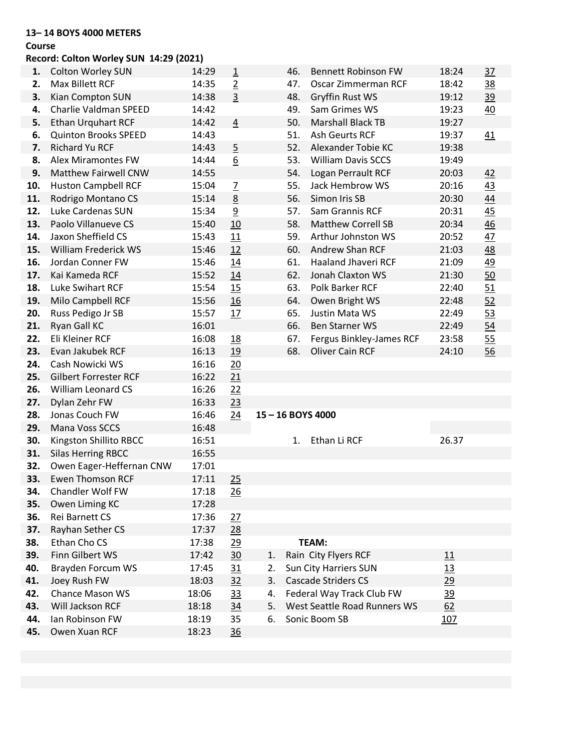**13– 14 BOYS 4000 METERS**

**Course**

**Record: Colton Worley SUN 14:29 (2021)**

| | | | |
|---|---|---|---|
| **1.** | Colton Worley SUN | 14:29 | 1 |
| **2.** | Max Billett RCF | 14:35 | 2 |
| **3.** | Kian Compton SUN | 14:38 | 3 |
| **4.** | Charlie Valdman SPEED | 14:42 | |
| **5.** | Ethan Urquhart RCF | 14:42 | 4 |
| **6.** | Quinton Brooks SPEED | 14:43 | |
| **7.** | Richard Yu RCF | 14:43 | 5 |
| **8.** | Alex Miramontes FW | 14:44 | 6 |
| **9.** | Matthew Fairwell CNW | 14:55 | |
| **10.** | Huston Campbell RCF | 15:04 | 7 |
| **11.** | Rodrigo Montano CS | 15:14 | 8 |
| **12.** | Luke Cardenas SUN | 15:34 | 9 |
| **13.** | Paolo Villanueve CS | 15:40 | 10 |
| **14.** | Jaxon Sheffield CS | 15:43 | 11 |
| **15.** | William Frederick WS | 15:46 | 12 |
| **16.** | Jordan Conner FW | 15:46 | 14 |
| **17.** | Kai Kameda RCF | 15:52 | 14 |
| **18.** | Luke Swihart RCF | 15:54 | 15 |
| **19.** | Milo Campbell RCF | 15:56 | 16 |
| **20.** | Russ Pedigo Jr SB | 15:57 | 17 |
| **21.** | Ryan Gall KC | 16:01 | |
| **22.** | Eli Kleiner RCF | 16:08 | 18 |
| **23.** | Evan Jakubek RCF | 16:13 | 19 |
| **24.** | Cash Nowicki WS | 16:16 | 20 |
| **25.** | Gilbert Forrester RCF | 16:22 | 21 |
| **26.** | William Leonard CS | 16:26 | 22 |
| **27.** | Dylan Zehr FW | 16:33 | 23 |
| **28.** | Jonas Couch FW | 16:46 | 24 |
| **29.** | Mana Voss SCCS | 16:48 | |
| **30.** | Kingston Shillito RBCC | 16:51 | |
| **31.** | Silas Herring RBCC | 16:55 | |
| **32.** | Owen Eager-Heffernan CNW | 17:01 | |
| **33.** | Ewen Thomson RCF | 17:11 | 25 |
| **34.** | Chandler Wolf FW | 17:18 | 26 |
| **35.** | Owen Liming KC | 17:28 | |
| **36.** | Rei Barnett CS | 17:36 | 27 |
| **37.** | Rayhan Sether CS | 17:37 | 28 |
| **38.** | Ethan Cho CS | 17:38 | 29 |
| **39.** | Finn Gilbert WS | 17:42 | 30 |
| **40.** | Brayden Forcum WS | 17:45 | 31 |
| **41.** | Joey Rush FW | 18:03 | 32 |
| **42.** | Chance Mason WS | 18:06 | 33 |
| **43.** | Will Jackson RCF | 18:18 | 34 |
| **44.** | Ian Robinson FW | 18:19 | 35 |
| **45.** | Owen Xuan RCF | 18:23 | 36 |
| 46. | Bennett Robinson FW | 18:24 | 37 |
| 47. | Oscar Zimmerman RCF | 18:42 | 38 |
| 48. | Gryffin Rust WS | 19:12 | 39 |
| 49. | Sam Grimes WS | 19:23 | 40 |
| 50. | Marshall Black TB | 19:27 | |
| 51. | Ash Geurts RCF | 19:37 | 41 |
| 52. | Alexander Tobie KC | 19:38 | |
| 53. | William Davis SCCS | 19:49 | |
| 54. | Logan Perrault RCF | 20:03 | 42 |
| 55. | Jack Hembrow WS | 20:16 | 43 |
| 56. | Simon Iris SB | 20:30 | 44 |
| 57. | Sam Grannis RCF | 20:31 | 45 |
| 58. | Matthew Correll SB | 20:34 | 46 |
| 59. | Arthur Johnston WS | 20:52 | 47 |
| 60. | Andrew Shan RCF | 21:03 | 48 |
| 61. | Haaland Jhaveri RCF | 21:09 | 49 |
| 62. | Jonah Claxton WS | 21:30 | 50 |
| 63. | Polk Barker RCF | 22:40 | 51 |
| 64. | Owen Bright WS | 22:48 | 52 |
| 65. | Justin Mata WS | 22:49 | 53 |
| 66. | Ben Starner WS | 22:49 | 54 |
| 67. | Fergus Binkley-James RCF | 23:58 | 55 |
| 68. | Oliver Cain RCF | 24:10 | 56 |

**15 – 16 BOYS 4000**

| | | |
|---|---|---|
| 1. | Ethan Li RCF | 26.37 |

**TEAM:**

| | | |
|---|---|---|
| 1. | Rain City Flyers RCF | 11 |
| 2. | Sun City Harriers SUN | 13 |
| 3. | Cascade Striders CS | 29 |
| 4. | Federal Way Track Club FW | 39 |
| 5. | West Seattle Road Runners WS | 62 |
| 6. | Sonic Boom SB | 107 |